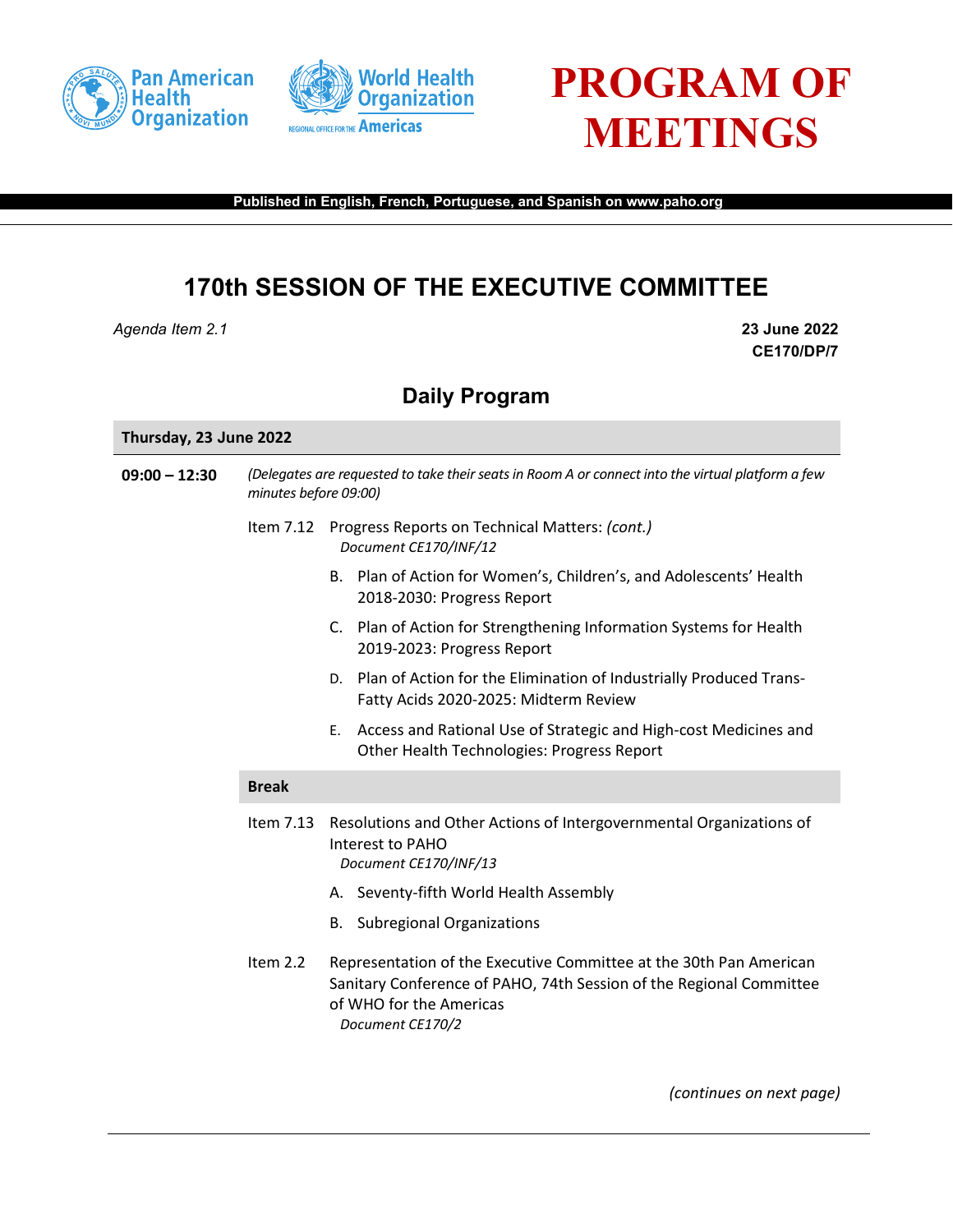Pan American Health Organization

World Health Organization
REGIONAL OFFICE FOR THE Americas

# PROGRAM OF MEETINGS

**Published in English, French, Portuguese, and Spanish on www.paho.org**

## 170th SESSION OF THE EXECUTIVE COMMITTEE

*Agenda Item 2.1*

**23 June 2022**
**CE170/DP/7**

### Daily Program

**Thursday, 23 June 2022**

**09:00 – 12:30** *(Delegates are requested to take their seats in Room A or connect into the virtual platform a few minutes before 09:00)*

Item 7.12 Progress Reports on Technical Matters: *(cont.)*
*Document CE170/INF/12*

B. Plan of Action for Women's, Children's, and Adolescents' Health 2018-2030: Progress Report

C. Plan of Action for Strengthening Information Systems for Health 2019-2023: Progress Report

D. Plan of Action for the Elimination of Industrially Produced Trans-Fatty Acids 2020-2025: Midterm Review

E. Access and Rational Use of Strategic and High-cost Medicines and Other Health Technologies: Progress Report

**Break**

Item 7.13 Resolutions and Other Actions of Intergovernmental Organizations of Interest to PAHO
*Document CE170/INF/13*

A. Seventy-fifth World Health Assembly

B. Subregional Organizations

Item 2.2 Representation of the Executive Committee at the 30th Pan American Sanitary Conference of PAHO, 74th Session of the Regional Committee of WHO for the Americas
*Document CE170/2*

*(continues on next page)*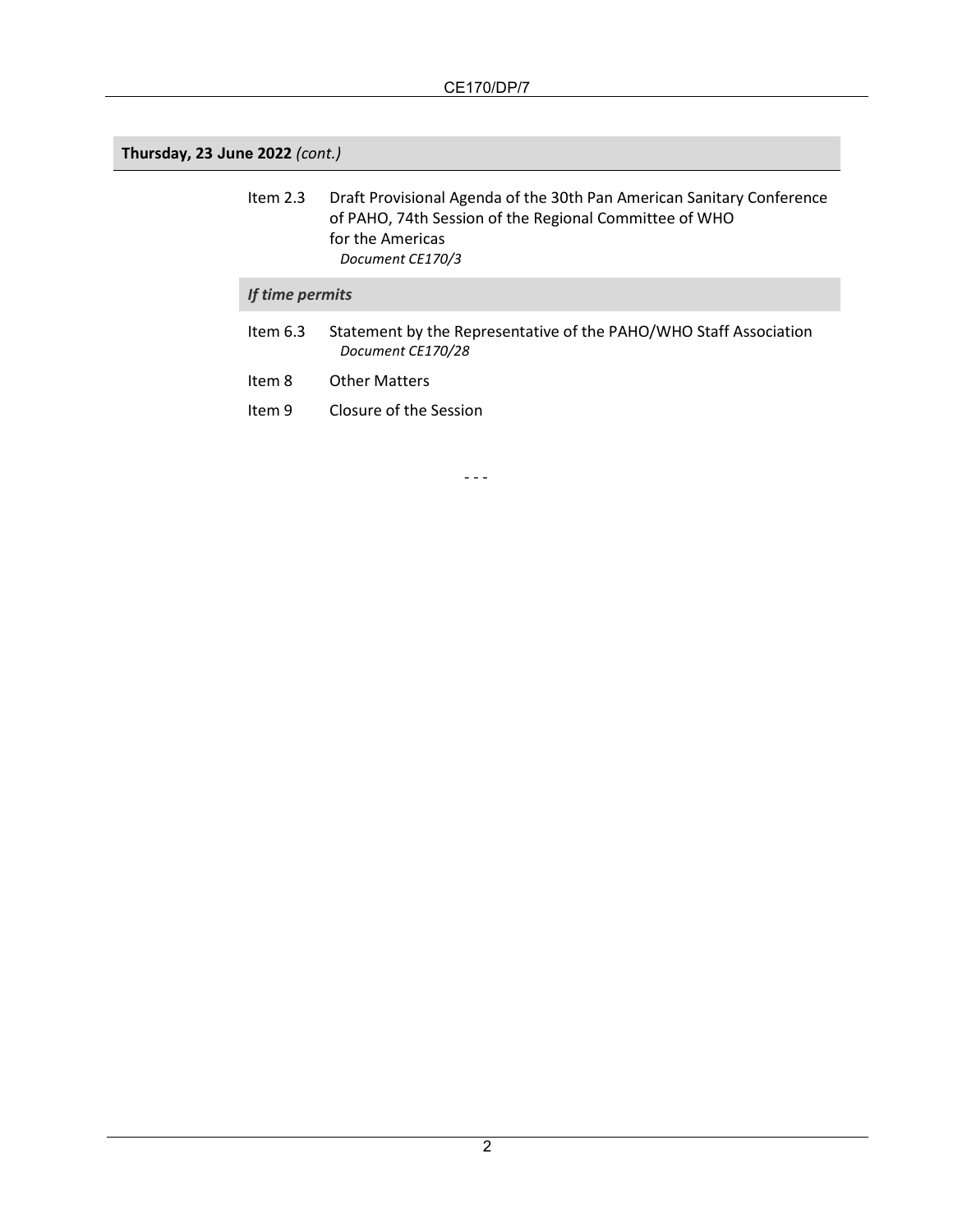**Thursday, 23 June 2022** *(cont.)*

Item 2.3 Draft Provisional Agenda of the 30th Pan American Sanitary Conference of PAHO, 74th Session of the Regional Committee of WHO for the Americas
*Document CE170/3*

***If time permits***

Item 6.3 Statement by the Representative of the PAHO/WHO Staff Association
*Document CE170/28*

Item 8 Other Matters

Item 9 Closure of the Session

- - -